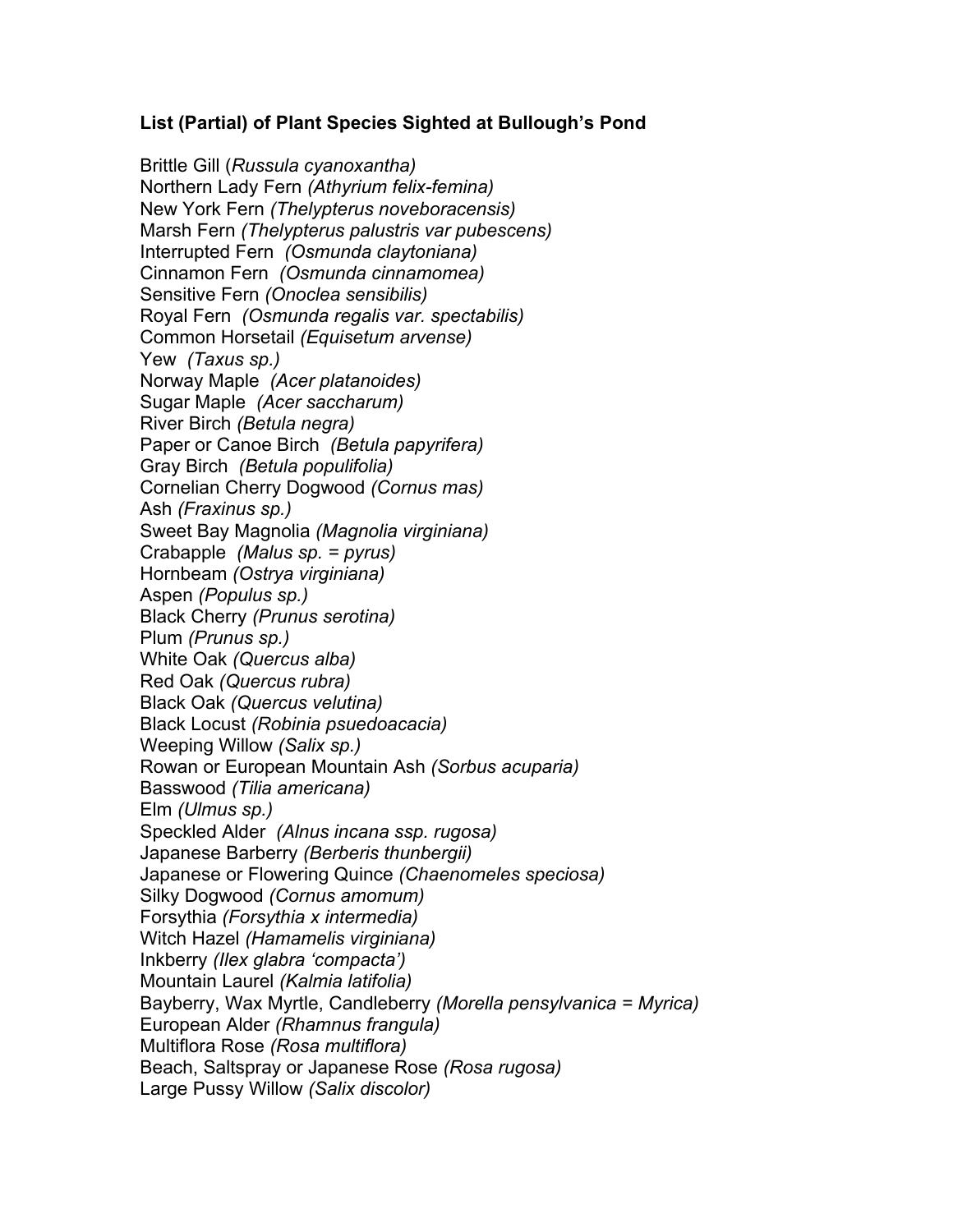**List (Partial) of Plant Species Sighted at Bullough's Pond**

Brittle Gill (*Russula cyanoxantha)*
Northern Lady Fern *(Athyrium felix-femina)*
New York Fern *(Thelypterus noveboracensis)*
Marsh Fern *(Thelypterus palustris var pubescens)*
Interrupted Fern *(Osmunda claytoniana)*
Cinnamon Fern *(Osmunda cinnamomea)*
Sensitive Fern *(Onoclea sensibilis)*
Royal Fern *(Osmunda regalis var. spectabilis)*
Common Horsetail *(Equisetum arvense)*
Yew *(Taxus sp.)*
Norway Maple *(Acer platanoides)*
Sugar Maple *(Acer saccharum)*
River Birch *(Betula negra)*
Paper or Canoe Birch *(Betula papyrifera)*
Gray Birch *(Betula populifolia)*
Cornelian Cherry Dogwood *(Cornus mas)*
Ash *(Fraxinus sp.)*
Sweet Bay Magnolia *(Magnolia virginiana)*
Crabapple *(Malus sp. = pyrus)*
Hornbeam *(Ostrya virginiana)*
Aspen *(Populus sp.)*
Black Cherry *(Prunus serotina)*
Plum *(Prunus sp.)*
White Oak *(Quercus alba)*
Red Oak *(Quercus rubra)*
Black Oak *(Quercus velutina)*
Black Locust *(Robinia psuedoacacia)*
Weeping Willow *(Salix sp.)*
Rowan or European Mountain Ash *(Sorbus acuparia)*
Basswood *(Tilia americana)*
Elm *(Ulmus sp.)*
Speckled Alder *(Alnus incana ssp. rugosa)*
Japanese Barberry *(Berberis thunbergii)*
Japanese or Flowering Quince *(Chaenomeles speciosa)*
Silky Dogwood *(Cornus amomum)*
Forsythia *(Forsythia x intermedia)*
Witch Hazel *(Hamamelis virginiana)*
Inkberry *(Ilex glabra 'compacta')*
Mountain Laurel *(Kalmia latifolia)*
Bayberry, Wax Myrtle, Candleberry *(Morella pensylvanica = Myrica)*
European Alder *(Rhamnus frangula)*
Multiflora Rose *(Rosa multiflora)*
Beach, Saltspray or Japanese Rose *(Rosa rugosa)*
Large Pussy Willow *(Salix discolor)*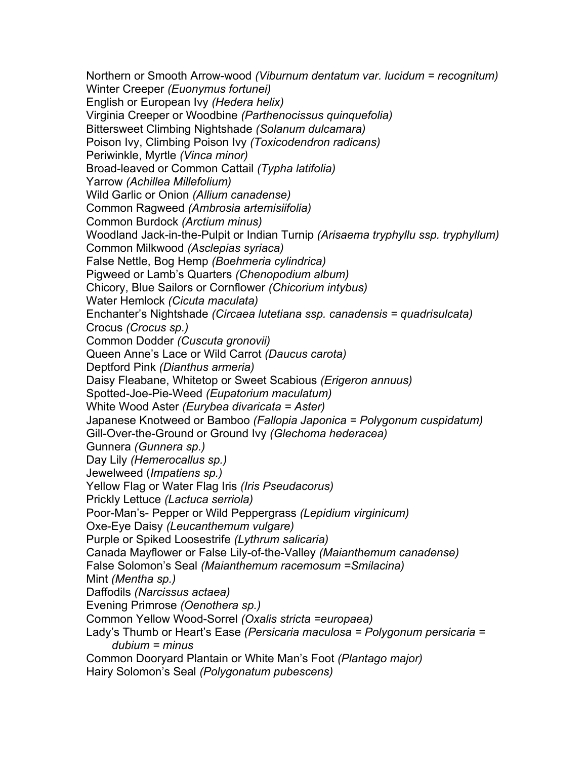Northern or Smooth Arrow-wood *(Viburnum dentatum var. lucidum = recognitum)*
Winter Creeper *(Euonymus fortunei)*
English or European Ivy *(Hedera helix)*
Virginia Creeper or Woodbine *(Parthenocissus quinquefolia)*
Bittersweet Climbing Nightshade *(Solanum dulcamara)*
Poison Ivy, Climbing Poison Ivy *(Toxicodendron radicans)*
Periwinkle, Myrtle *(Vinca minor)*
Broad-leaved or Common Cattail *(Typha latifolia)*
Yarrow *(Achillea Millefolium)*
Wild Garlic or Onion *(Allium canadense)*
Common Ragweed *(Ambrosia artemisiifolia)*
Common Burdock *(Arctium minus)*
Woodland Jack-in-the-Pulpit or Indian Turnip *(Arisaema tryphyllu ssp. tryphyllum)*
Common Milkwood *(Asclepias syriaca)*
False Nettle, Bog Hemp *(Boehmeria cylindrica)*
Pigweed or Lamb's Quarters *(Chenopodium album)*
Chicory, Blue Sailors or Cornflower *(Chicorium intybus)*
Water Hemlock *(Cicuta maculata)*
Enchanter's Nightshade *(Circaea lutetiana ssp. canadensis = quadrisulcata)*
Crocus *(Crocus sp.)*
Common Dodder *(Cuscuta gronovii)*
Queen Anne's Lace or Wild Carrot *(Daucus carota)*
Deptford Pink *(Dianthus armeria)*
Daisy Fleabane, Whitetop or Sweet Scabious *(Erigeron annuus)*
Spotted-Joe-Pie-Weed *(Eupatorium maculatum)*
White Wood Aster *(Eurybea divaricata = Aster)*
Japanese Knotweed or Bamboo *(Fallopia Japonica = Polygonum cuspidatum)*
Gill-Over-the-Ground or Ground Ivy *(Glechoma hederacea)*
Gunnera *(Gunnera sp.)*
Day Lily *(Hemerocallus sp.)*
Jewelweed (*Impatiens sp.)*
Yellow Flag or Water Flag Iris *(Iris Pseudacorus)*
Prickly Lettuce *(Lactuca serriola)*
Poor-Man's- Pepper or Wild Peppergrass *(Lepidium virginicum)*
Oxe-Eye Daisy *(Leucanthemum vulgare)*
Purple or Spiked Loosestrife *(Lythrum salicaria)*
Canada Mayflower or False Lily-of-the-Valley *(Maianthemum canadense)*
False Solomon's Seal *(Maianthemum racemosum =Smilacina)*
Mint *(Mentha sp.)*
Daffodils *(Narcissus actaea)*
Evening Primrose *(Oenothera sp.)*
Common Yellow Wood-Sorrel *(Oxalis stricta =europaea)*
Lady's Thumb or Heart's Ease *(Persicaria maculosa = Polygonum persicaria = dubium = minus*
Common Dooryard Plantain or White Man's Foot *(Plantago major)*
Hairy Solomon's Seal *(Polygonatum pubescens)*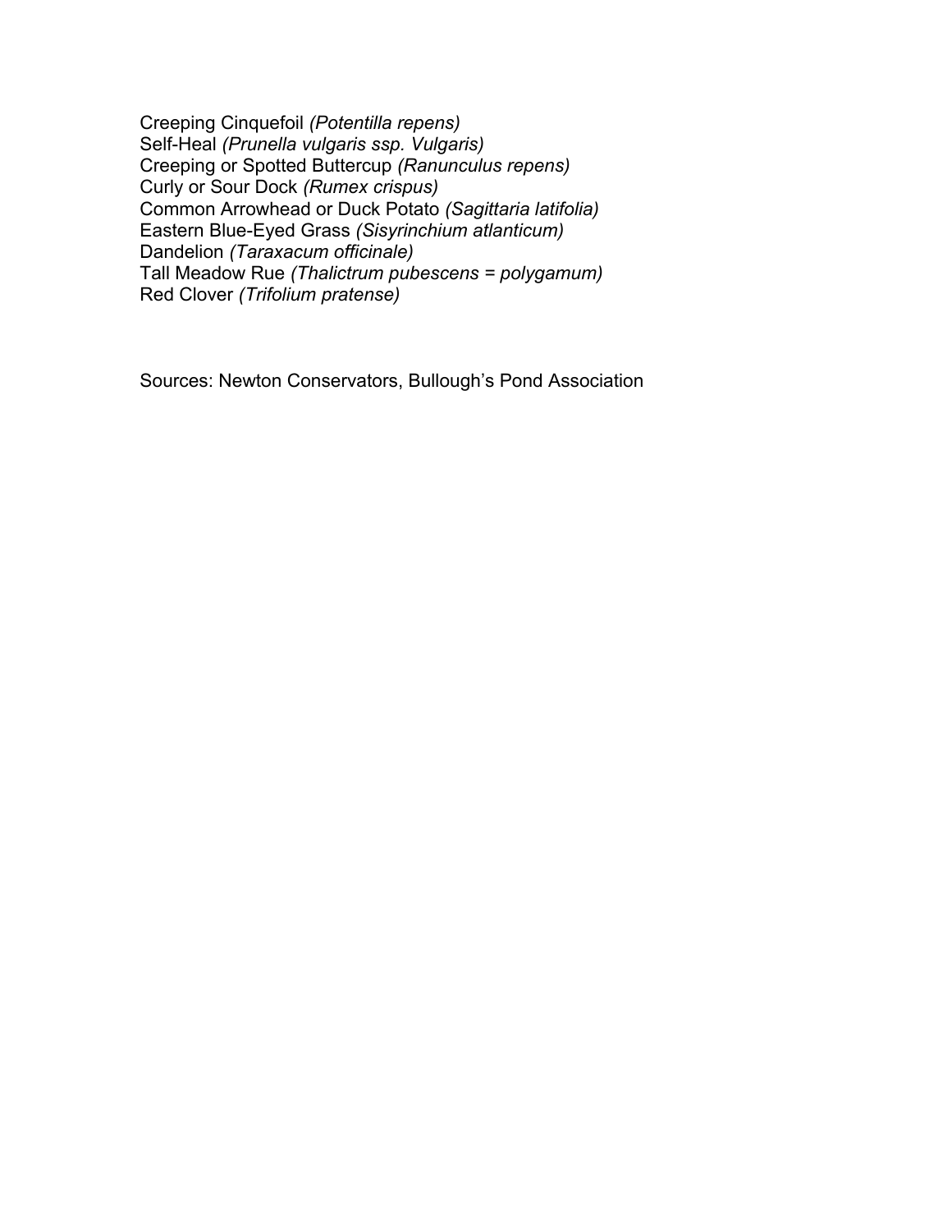Creeping Cinquefoil *(Potentilla repens)*
Self-Heal *(Prunella vulgaris ssp. Vulgaris)*
Creeping or Spotted Buttercup *(Ranunculus repens)*
Curly or Sour Dock *(Rumex crispus)*
Common Arrowhead or Duck Potato *(Sagittaria latifolia)*
Eastern Blue-Eyed Grass *(Sisyrinchium atlanticum)*
Dandelion *(Taraxacum officinale)*
Tall Meadow Rue *(Thalictrum pubescens = polygamum)*
Red Clover *(Trifolium pratense)*

Sources: Newton Conservators, Bullough's Pond Association